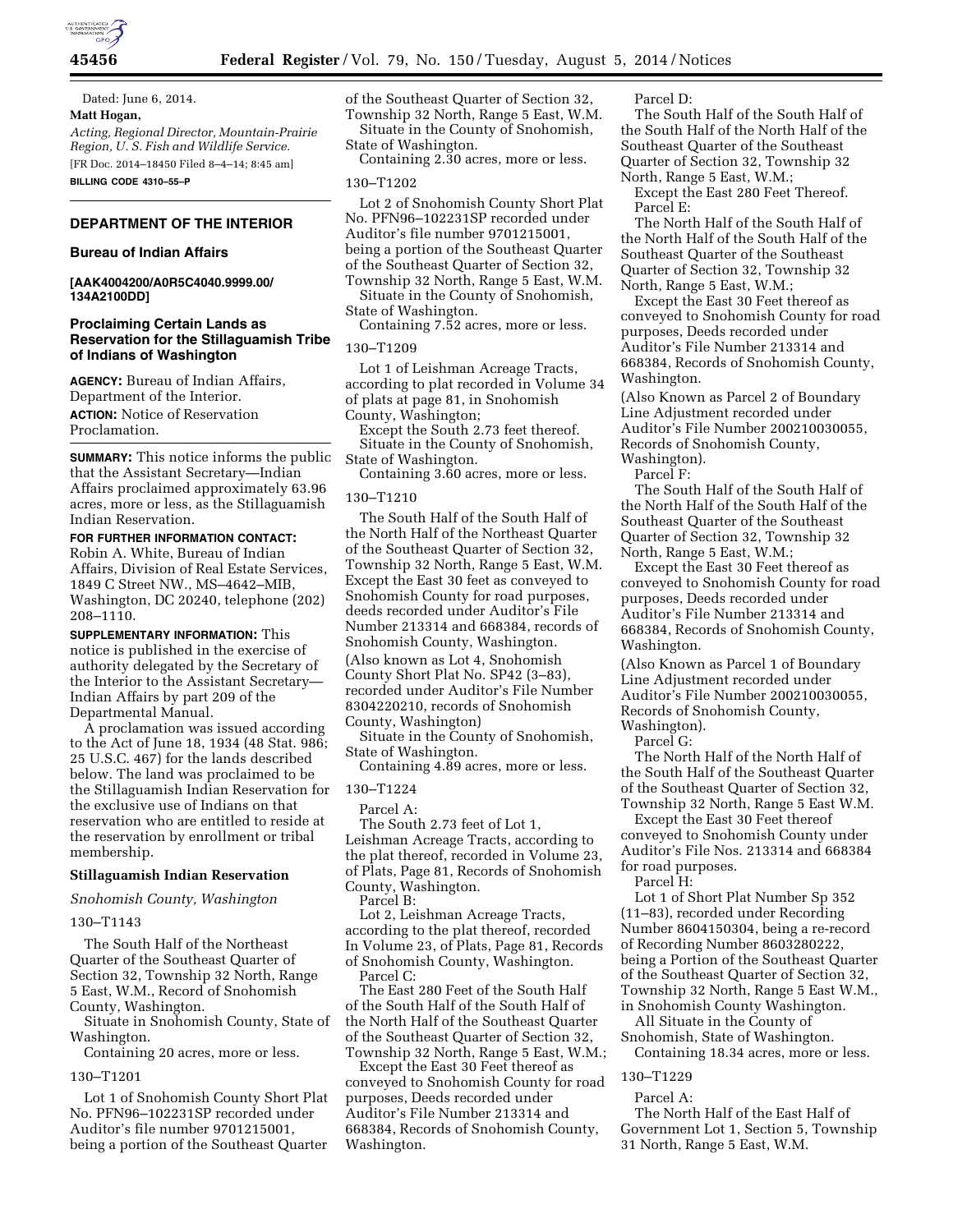Dated: June 6, 2014.

**Matt Hogan,**

*Acting, Regional Director, Mountain-Prairie Region, U. S. Fish and Wildlife Service.*

[FR Doc. 2014–18450 Filed 8–4–14; 8:45 am]

**BILLING CODE 4310–55–P**

## DEPARTMENT OF THE INTERIOR

### Bureau of Indian Affairs

**[AAK4004200/A0R5C4040.9999.00/134A2100DD]**

### Proclaiming Certain Lands as Reservation for the Stillaguamish Tribe of Indians of Washington

**AGENCY:** Bureau of Indian Affairs, Department of the Interior.

**ACTION:** Notice of Reservation Proclamation.

**SUMMARY:** This notice informs the public that the Assistant Secretary—Indian Affairs proclaimed approximately 63.96 acres, more or less, as the Stillaguamish Indian Reservation.

**FOR FURTHER INFORMATION CONTACT:** Robin A. White, Bureau of Indian Affairs, Division of Real Estate Services, 1849 C Street NW., MS–4642–MIB, Washington, DC 20240, telephone (202) 208–1110.

**SUPPLEMENTARY INFORMATION:** This notice is published in the exercise of authority delegated by the Secretary of the Interior to the Assistant Secretary—Indian Affairs by part 209 of the Departmental Manual.

A proclamation was issued according to the Act of June 18, 1934 (48 Stat. 986; 25 U.S.C. 467) for the lands described below. The land was proclaimed to be the Stillaguamish Indian Reservation for the exclusive use of Indians on that reservation who are entitled to reside at the reservation by enrollment or tribal membership.

#### Stillaguamish Indian Reservation

*Snohomish County, Washington*

130–T1143

The South Half of the Northeast Quarter of the Southeast Quarter of Section 32, Township 32 North, Range 5 East, W.M., Record of Snohomish County, Washington.

Situate in Snohomish County, State of Washington.

Containing 20 acres, more or less.

130–T1201

Lot 1 of Snohomish County Short Plat No. PFN96–102231SP recorded under Auditor's file number 9701215001, being a portion of the Southeast Quarter of the Southeast Quarter of Section 32, Township 32 North, Range 5 East, W.M.

Situate in the County of Snohomish, State of Washington.

Containing 2.30 acres, more or less.

130–T1202

Lot 2 of Snohomish County Short Plat No. PFN96–102231SP recorded under Auditor's file number 9701215001, being a portion of the Southeast Quarter of the Southeast Quarter of Section 32, Township 32 North, Range 5 East, W.M.

Situate in the County of Snohomish, State of Washington.

Containing 7.52 acres, more or less.

130–T1209

Lot 1 of Leishman Acreage Tracts, according to plat recorded in Volume 34 of plats at page 81, in Snohomish County, Washington;

Except the South 2.73 feet thereof.

Situate in the County of Snohomish, State of Washington.

Containing 3.60 acres, more or less.

130–T1210

The South Half of the South Half of the North Half of the Northeast Quarter of the Southeast Quarter of Section 32, Township 32 North, Range 5 East, W.M. Except the East 30 feet as conveyed to Snohomish County for road purposes, deeds recorded under Auditor's File Number 213314 and 668384, records of Snohomish County, Washington.

(Also known as Lot 4, Snohomish County Short Plat No. SP42 (3–83), recorded under Auditor's File Number 8304220210, records of Snohomish County, Washington)

Situate in the County of Snohomish, State of Washington.

Containing 4.89 acres, more or less.

130–T1224

Parcel A:

The South 2.73 feet of Lot 1, Leishman Acreage Tracts, according to the plat thereof, recorded in Volume 23, of Plats, Page 81, Records of Snohomish County, Washington.

Parcel B:

Lot 2, Leishman Acreage Tracts, according to the plat thereof, recorded In Volume 23, of Plats, Page 81, Records of Snohomish County, Washington.

Parcel C:

The East 280 Feet of the South Half of the South Half of the South Half of the North Half of the Southeast Quarter of the Southeast Quarter of Section 32, Township 32 North, Range 5 East, W.M.;

Except the East 30 Feet thereof as conveyed to Snohomish County for road purposes, Deeds recorded under Auditor's File Number 213314 and 668384, Records of Snohomish County, Washington.

Parcel D:

The South Half of the South Half of the South Half of the North Half of the Southeast Quarter of the Southeast Quarter of Section 32, Township 32 North, Range 5 East, W.M.;

Except the East 280 Feet Thereof.

Parcel E:

The North Half of the South Half of the North Half of the South Half of the Southeast Quarter of the Southeast Quarter of Section 32, Township 32 North, Range 5 East, W.M.;

Except the East 30 Feet thereof as conveyed to Snohomish County for road purposes, Deeds recorded under Auditor's File Number 213314 and 668384, Records of Snohomish County, Washington.

(Also Known as Parcel 2 of Boundary Line Adjustment recorded under Auditor's File Number 200210030055, Records of Snohomish County, Washington).

Parcel F:

The South Half of the South Half of the North Half of the South Half of the Southeast Quarter of the Southeast Quarter of Section 32, Township 32 North, Range 5 East, W.M.;

Except the East 30 Feet thereof as conveyed to Snohomish County for road purposes, Deeds recorded under Auditor's File Number 213314 and 668384, Records of Snohomish County, Washington.

(Also Known as Parcel 1 of Boundary Line Adjustment recorded under Auditor's File Number 200210030055, Records of Snohomish County, Washington).

Parcel G:

The North Half of the North Half of the South Half of the Southeast Quarter of the Southeast Quarter of Section 32, Township 32 North, Range 5 East W.M.

Except the East 30 Feet thereof conveyed to Snohomish County under Auditor's File Nos. 213314 and 668384 for road purposes.

Parcel H:

Lot 1 of Short Plat Number Sp 352 (11–83), recorded under Recording Number 8604150304, being a re-record of Recording Number 8603280222, being a Portion of the Southeast Quarter of the Southeast Quarter of Section 32, Township 32 North, Range 5 East W.M., in Snohomish County Washington.

All Situate in the County of Snohomish, State of Washington.

Containing 18.34 acres, more or less.

130–T1229

Parcel A:

The North Half of the East Half of Government Lot 1, Section 5, Township 31 North, Range 5 East, W.M.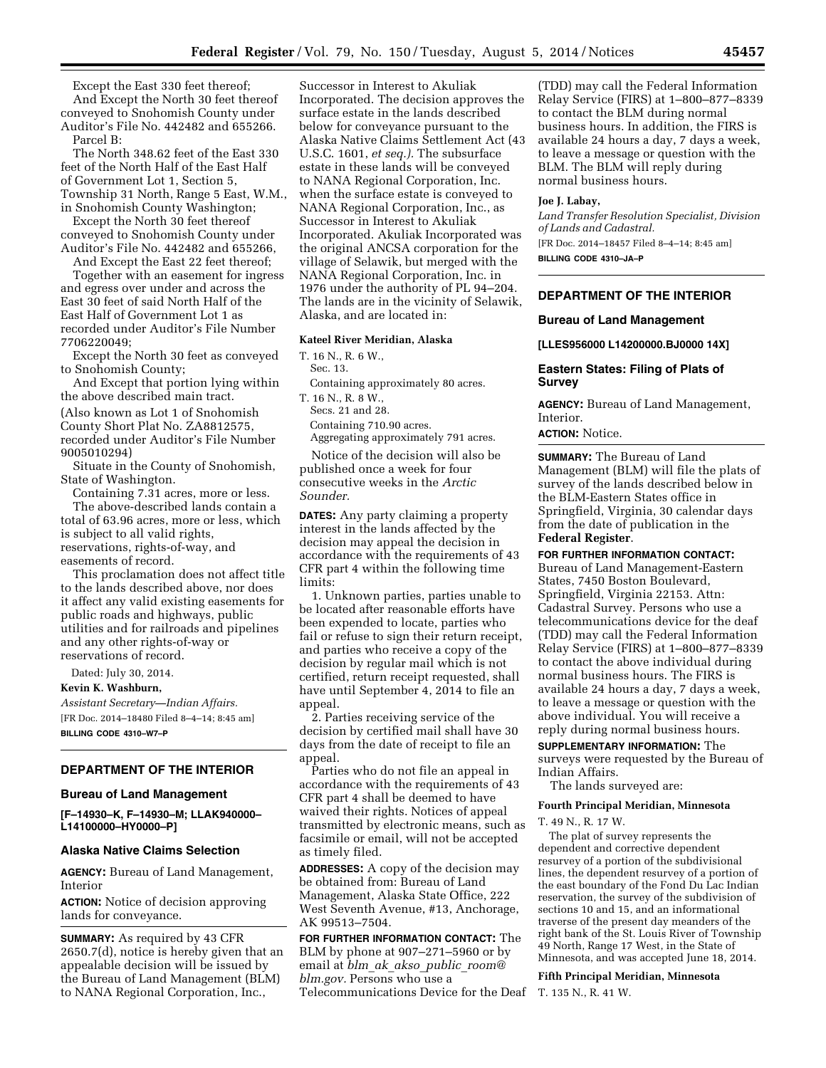Except the East 330 feet thereof;

And Except the North 30 feet thereof conveyed to Snohomish County under Auditor's File No. 442482 and 655266.

Parcel B:

The North 348.62 feet of the East 330 feet of the North Half of the East Half of Government Lot 1, Section 5, Township 31 North, Range 5 East, W.M., in Snohomish County Washington;

Except the North 30 feet thereof conveyed to Snohomish County under Auditor's File No. 442482 and 655266,

And Except the East 22 feet thereof;

Together with an easement for ingress and egress over under and across the East 30 feet of said North Half of the East Half of Government Lot 1 as recorded under Auditor's File Number 7706220049;

Except the North 30 feet as conveyed to Snohomish County;

And Except that portion lying within the above described main tract.

(Also known as Lot 1 of Snohomish County Short Plat No. ZA8812575, recorded under Auditor's File Number 9005010294)

Situate in the County of Snohomish, State of Washington.

Containing 7.31 acres, more or less.

The above-described lands contain a total of 63.96 acres, more or less, which is subject to all valid rights, reservations, rights-of-way, and easements of record.

This proclamation does not affect title to the lands described above, nor does it affect any valid existing easements for public roads and highways, public utilities and for railroads and pipelines and any other rights-of-way or reservations of record.

Dated: July 30, 2014.

**Kevin K. Washburn,**

*Assistant Secretary—Indian Affairs.*

[FR Doc. 2014–18480 Filed 8–4–14; 8:45 am]

**BILLING CODE 4310–W7–P**

## DEPARTMENT OF THE INTERIOR

### Bureau of Land Management

**[F–14930–K, F–14930–M; LLAK940000–L14100000–HY0000–P]**

### Alaska Native Claims Selection

**AGENCY:** Bureau of Land Management, Interior

**ACTION:** Notice of decision approving lands for conveyance.

**SUMMARY:** As required by 43 CFR 2650.7(d), notice is hereby given that an appealable decision will be issued by the Bureau of Land Management (BLM) to NANA Regional Corporation, Inc., Successor in Interest to Akuliak Incorporated. The decision approves the surface estate in the lands described below for conveyance pursuant to the Alaska Native Claims Settlement Act (43 U.S.C. 1601, *et seq.).* The subsurface estate in these lands will be conveyed to NANA Regional Corporation, Inc. when the surface estate is conveyed to NANA Regional Corporation, Inc., as Successor in Interest to Akuliak Incorporated. Akuliak Incorporated was the original ANCSA corporation for the village of Selawik, but merged with the NANA Regional Corporation, Inc. in 1976 under the authority of PL 94–204. The lands are in the vicinity of Selawik, Alaska, and are located in:

**Kateel River Meridian, Alaska**

T. 16 N., R. 6 W.,
Sec. 13.
Containing approximately 80 acres.

T. 16 N., R. 8 W.,
Secs. 21 and 28.
Containing 710.90 acres.
Aggregating approximately 791 acres.

Notice of the decision will also be published once a week for four consecutive weeks in the *Arctic Sounder.*

**DATES:** Any party claiming a property interest in the lands affected by the decision may appeal the decision in accordance with the requirements of 43 CFR part 4 within the following time limits:

1. Unknown parties, parties unable to be located after reasonable efforts have been expended to locate, parties who fail or refuse to sign their return receipt, and parties who receive a copy of the decision by regular mail which is not certified, return receipt requested, shall have until September 4, 2014 to file an appeal.

2. Parties receiving service of the decision by certified mail shall have 30 days from the date of receipt to file an appeal.

Parties who do not file an appeal in accordance with the requirements of 43 CFR part 4 shall be deemed to have waived their rights. Notices of appeal transmitted by electronic means, such as facsimile or email, will not be accepted as timely filed.

**ADDRESSES:** A copy of the decision may be obtained from: Bureau of Land Management, Alaska State Office, 222 West Seventh Avenue, #13, Anchorage, AK 99513–7504.

**FOR FURTHER INFORMATION CONTACT:** The BLM by phone at 907–271–5960 or by email at *blm_ak_akso_public_room@blm.gov.* Persons who use a Telecommunications Device for the Deaf (TDD) may call the Federal Information Relay Service (FIRS) at 1–800–877–8339 to contact the BLM during normal business hours. In addition, the FIRS is available 24 hours a day, 7 days a week, to leave a message or question with the BLM. The BLM will reply during normal business hours.

**Joe J. Labay,**

*Land Transfer Resolution Specialist, Division of Lands and Cadastral.*

[FR Doc. 2014–18457 Filed 8–4–14; 8:45 am]

**BILLING CODE 4310–JA–P**

## DEPARTMENT OF THE INTERIOR

### Bureau of Land Management

**[LLES956000 L14200000.BJ0000 14X]**

### Eastern States: Filing of Plats of Survey

**AGENCY:** Bureau of Land Management, Interior.

**ACTION:** Notice.

**SUMMARY:** The Bureau of Land Management (BLM) will file the plats of survey of the lands described below in the BLM-Eastern States office in Springfield, Virginia, 30 calendar days from the date of publication in the **Federal Register**.

**FOR FURTHER INFORMATION CONTACT:** Bureau of Land Management-Eastern States, 7450 Boston Boulevard, Springfield, Virginia 22153. Attn: Cadastral Survey. Persons who use a telecommunications device for the deaf (TDD) may call the Federal Information Relay Service (FIRS) at 1–800–877–8339 to contact the above individual during normal business hours. The FIRS is available 24 hours a day, 7 days a week, to leave a message or question with the above individual. You will receive a reply during normal business hours.

**SUPPLEMENTARY INFORMATION:** The surveys were requested by the Bureau of Indian Affairs.

The lands surveyed are:

**Fourth Principal Meridian, Minnesota**

T. 49 N., R. 17 W.

The plat of survey represents the dependent and corrective dependent resurvey of a portion of the subdivisional lines, the dependent resurvey of a portion of the east boundary of the Fond Du Lac Indian reservation, the survey of the subdivision of sections 10 and 15, and an informational traverse of the present day meanders of the right bank of the St. Louis River of Township 49 North, Range 17 West, in the State of Minnesota, and was accepted June 18, 2014.

**Fifth Principal Meridian, Minnesota**

T. 135 N., R. 41 W.